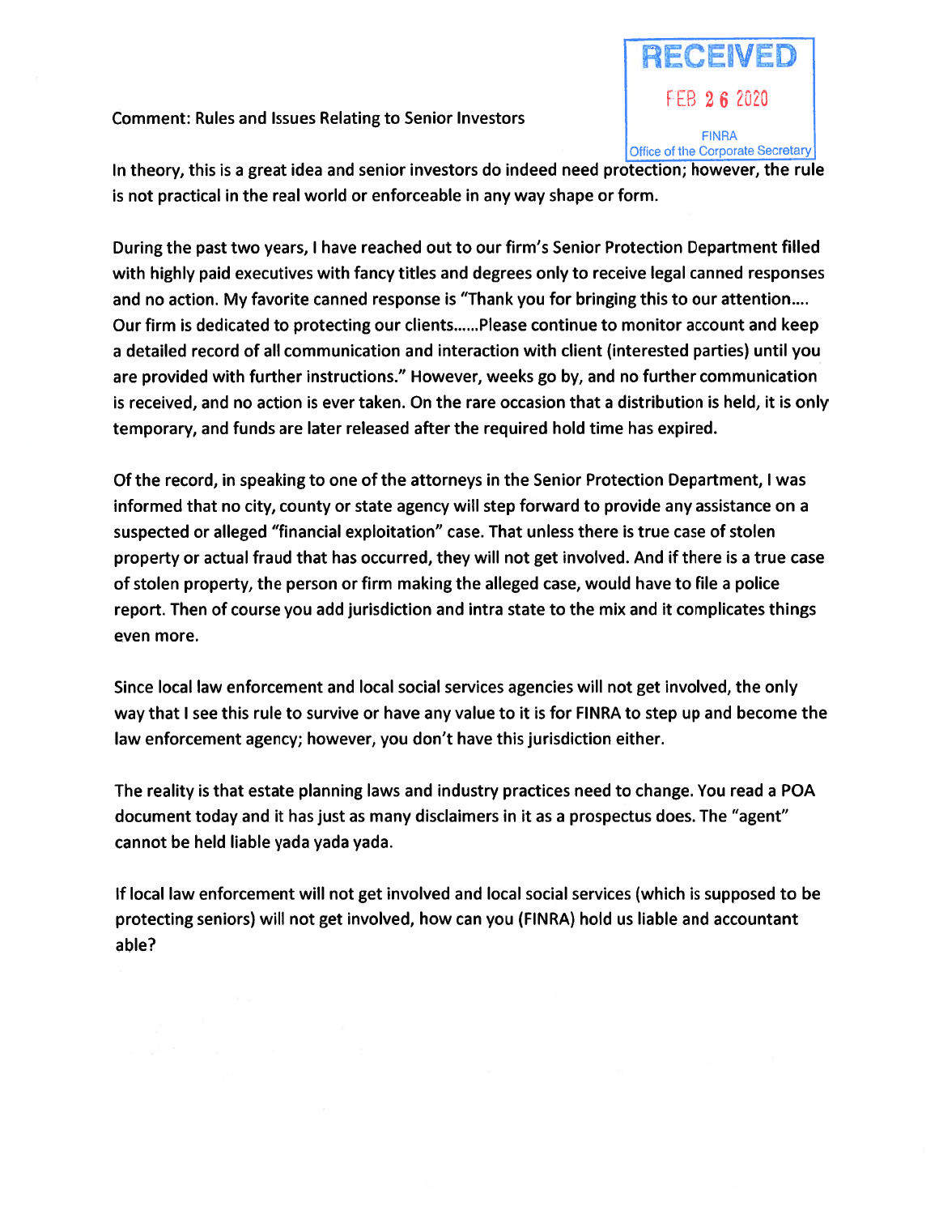RECEIVED

FEB 26 2020

FINRA
Office of the Corporate Secretary

Comment: Rules and Issues Relating to Senior Investors

In theory, this is a great idea and senior investors do indeed need protection; however, the rule is not practical in the real world or enforceable in any way shape or form.

During the past two years, I have reached out to our firm's Senior Protection Department filled with highly paid executives with fancy titles and degrees only to receive legal canned responses and no action. My favorite canned response is "Thank you for bringing this to our attention.... Our firm is dedicated to protecting our clients......Please continue to monitor account and keep a detailed record of all communication and interaction with client (interested parties) until you are provided with further instructions." However, weeks go by, and no further communication is received, and no action is ever taken. On the rare occasion that a distribution is held, it is only temporary, and funds are later released after the required hold time has expired.

Of the record, in speaking to one of the attorneys in the Senior Protection Department, I was informed that no city, county or state agency will step forward to provide any assistance on a suspected or alleged "financial exploitation" case. That unless there is true case of stolen property or actual fraud that has occurred, they will not get involved. And if there is a true case of stolen property, the person or firm making the alleged case, would have to file a police report. Then of course you add jurisdiction and intra state to the mix and it complicates things even more.

Since local law enforcement and local social services agencies will not get involved, the only way that I see this rule to survive or have any value to it is for FINRA to step up and become the law enforcement agency; however, you don't have this jurisdiction either.

The reality is that estate planning laws and industry practices need to change. You read a POA document today and it has just as many disclaimers in it as a prospectus does. The "agent" cannot be held liable yada yada yada.

If local law enforcement will not get involved and local social services (which is supposed to be protecting seniors) will not get involved, how can you (FINRA) hold us liable and accountant able?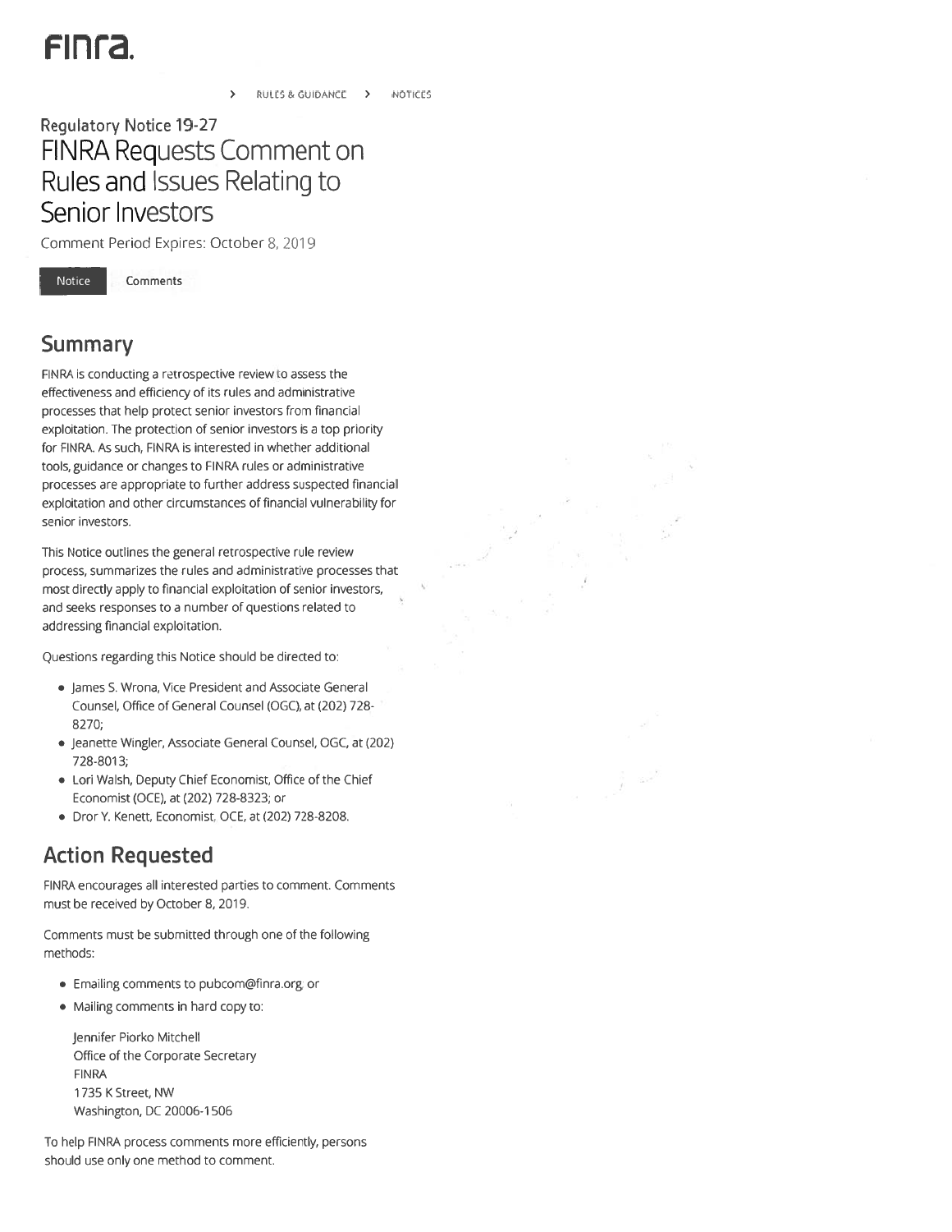FINRA.

> RULES & GUIDANCE > NOTICES

Regulatory Notice 19-27

# FINRA Requests Comment on Rules and Issues Relating to Senior Investors

Comment Period Expires: October 8, 2019

Notice Comments

## Summary

FINRA is conducting a retrospective review to assess the effectiveness and efficiency of its rules and administrative processes that help protect senior investors from financial exploitation. The protection of senior investors is a top priority for FINRA. As such, FINRA is interested in whether additional tools, guidance or changes to FINRA rules or administrative processes are appropriate to further address suspected financial exploitation and other circumstances of financial vulnerability for senior investors.

This Notice outlines the general retrospective rule review process, summarizes the rules and administrative processes that most directly apply to financial exploitation of senior investors, and seeks responses to a number of questions related to addressing financial exploitation.

Questions regarding this Notice should be directed to:

- James S. Wrona, Vice President and Associate General Counsel, Office of General Counsel (OGC), at (202) 728-8270;
- Jeanette Wingler, Associate General Counsel, OGC, at (202) 728-8013;
- Lori Walsh, Deputy Chief Economist, Office of the Chief Economist (OCE), at (202) 728-8323; or
- Dror Y. Kenett, Economist, OCE, at (202) 728-8208.

## Action Requested

FINRA encourages all interested parties to comment. Comments must be received by October 8, 2019.

Comments must be submitted through one of the following methods:

- Emailing comments to pubcom@finra.org; or
- Mailing comments in hard copy to:

  Jennifer Piorko Mitchell
  Office of the Corporate Secretary
  FINRA
  1735 K Street, NW
  Washington, DC 20006-1506

To help FINRA process comments more efficiently, persons should use only one method to comment.